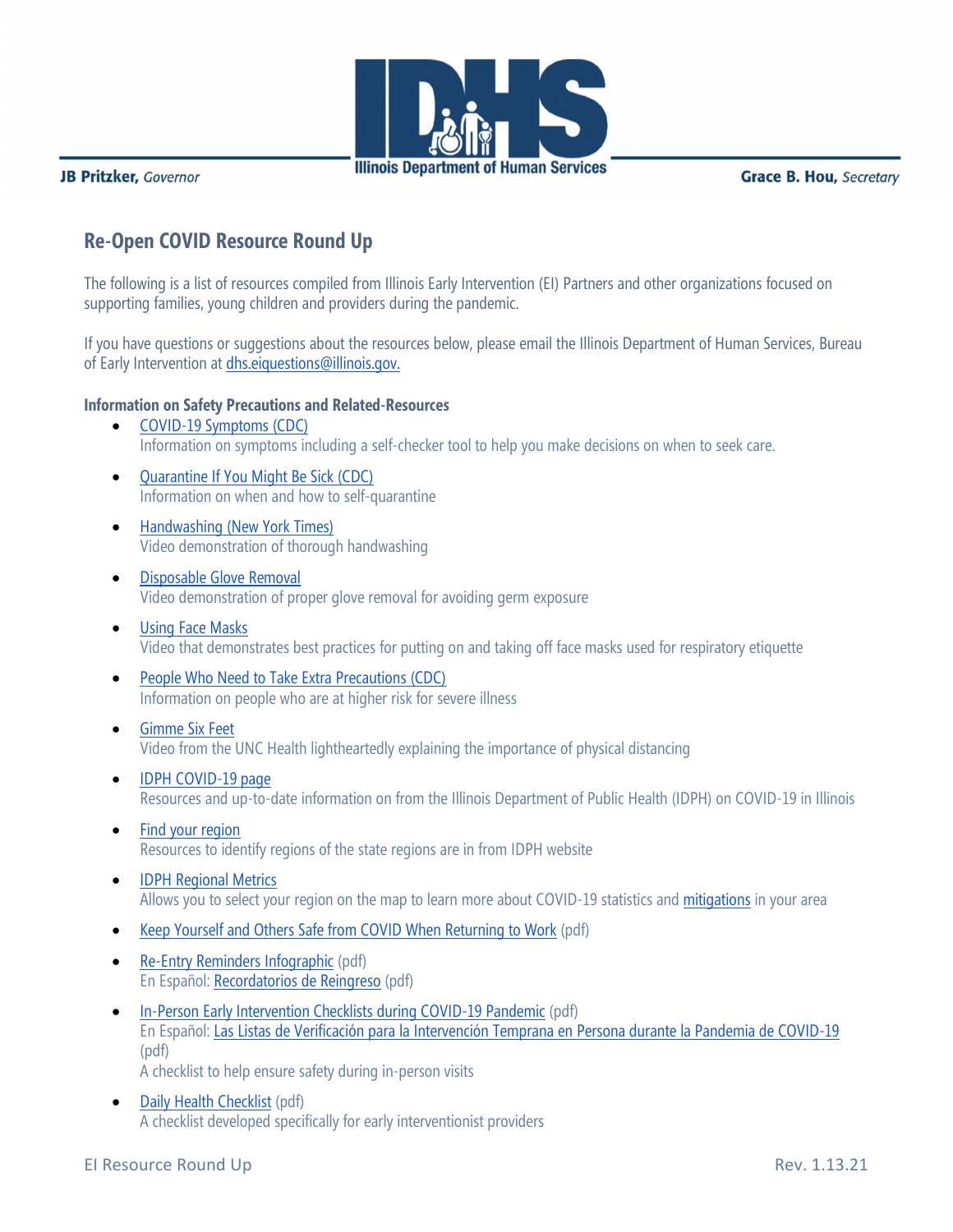JB Pritzker, *Governor*

Illinois Department of Human Services

Grace B. Hou, *Secretary*

## Re-Open COVID Resource Round Up

The following is a list of resources compiled from Illinois Early Intervention (EI) Partners and other organizations focused on supporting families, young children and providers during the pandemic.

If you have questions or suggestions about the resources below, please email the Illinois Department of Human Services, Bureau of Early Intervention at dhs.eiquestions@illinois.gov.

**Information on Safety Precautions and Related-Resources**

- COVID-19 Symptoms (CDC)
  Information on symptoms including a self-checker tool to help you make decisions on when to seek care.
- Quarantine If You Might Be Sick (CDC)
  Information on when and how to self-quarantine
- Handwashing (New York Times)
  Video demonstration of thorough handwashing
- Disposable Glove Removal
  Video demonstration of proper glove removal for avoiding germ exposure
- Using Face Masks
  Video that demonstrates best practices for putting on and taking off face masks used for respiratory etiquette
- People Who Need to Take Extra Precautions (CDC)
  Information on people who are at higher risk for severe illness
- Gimme Six Feet
  Video from the UNC Health lightheartedly explaining the importance of physical distancing
- IDPH COVID-19 page
  Resources and up-to-date information on from the Illinois Department of Public Health (IDPH) on COVID-19 in Illinois
- Find your region
  Resources to identify regions of the state regions are in from IDPH website
- IDPH Regional Metrics
  Allows you to select your region on the map to learn more about COVID-19 statistics and mitigations in your area
- Keep Yourself and Others Safe from COVID When Returning to Work (pdf)
- Re-Entry Reminders Infographic (pdf)
  En Español: Recordatorios de Reingreso (pdf)
- In-Person Early Intervention Checklists during COVID-19 Pandemic (pdf)
  En Español: Las Listas de Verificación para la Intervención Temprana en Persona durante la Pandemia de COVID-19 (pdf)
  A checklist to help ensure safety during in-person visits
- Daily Health Checklist (pdf)
  A checklist developed specifically for early interventionist providers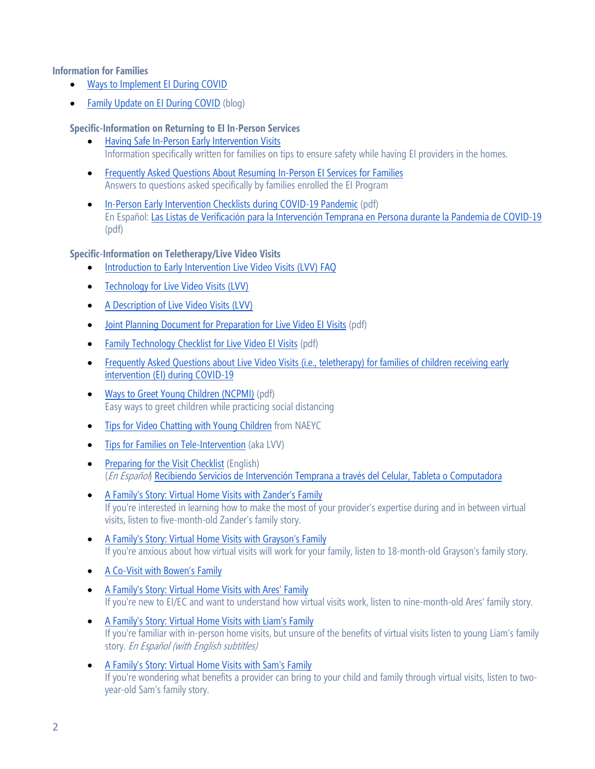**Information for Families**

- Ways to Implement EI During COVID
- Family Update on EI During COVID (blog)

**Specific-Information on Returning to EI In-Person Services**

- Having Safe In-Person Early Intervention Visits
  Information specifically written for families on tips to ensure safety while having EI providers in the homes.
- Frequently Asked Questions About Resuming In-Person EI Services for Families
  Answers to questions asked specifically by families enrolled the EI Program
- In-Person Early Intervention Checklists during COVID-19 Pandemic (pdf)
  En Español: Las Listas de Verificación para la Intervención Temprana en Persona durante la Pandemia de COVID-19 (pdf)

**Specific-Information on Teletherapy/Live Video Visits**

- Introduction to Early Intervention Live Video Visits (LVV) FAQ
- Technology for Live Video Visits (LVV)
- A Description of Live Video Visits (LVV)
- Joint Planning Document for Preparation for Live Video EI Visits (pdf)
- Family Technology Checklist for Live Video EI Visits (pdf)
- Frequently Asked Questions about Live Video Visits (i.e., teletherapy) for families of children receiving early intervention (EI) during COVID-19
- Ways to Greet Young Children (NCPMI) (pdf)
  Easy ways to greet children while practicing social distancing
- Tips for Video Chatting with Young Children from NAEYC
- Tips for Families on Tele-Intervention (aka LVV)
- Preparing for the Visit Checklist (English)
  (*En Español*) Recibiendo Servicios de Intervención Temprana a través del Celular, Tableta o Computadora
- A Family's Story: Virtual Home Visits with Zander's Family
  If you're interested in learning how to make the most of your provider's expertise during and in between virtual visits, listen to five-month-old Zander's family story.
- A Family's Story: Virtual Home Visits with Grayson's Family
  If you're anxious about how virtual visits will work for your family, listen to 18-month-old Grayson's family story.
- A Co-Visit with Bowen's Family
- A Family's Story: Virtual Home Visits with Ares' Family
  If you're new to EI/EC and want to understand how virtual visits work, listen to nine-month-old Ares' family story.
- A Family's Story: Virtual Home Visits with Liam's Family
  If you're familiar with in-person home visits, but unsure of the benefits of virtual visits listen to young Liam's family story. *En Español (with English subtitles)*
- A Family's Story: Virtual Home Visits with Sam's Family
  If you're wondering what benefits a provider can bring to your child and family through virtual visits, listen to two-year-old Sam's family story.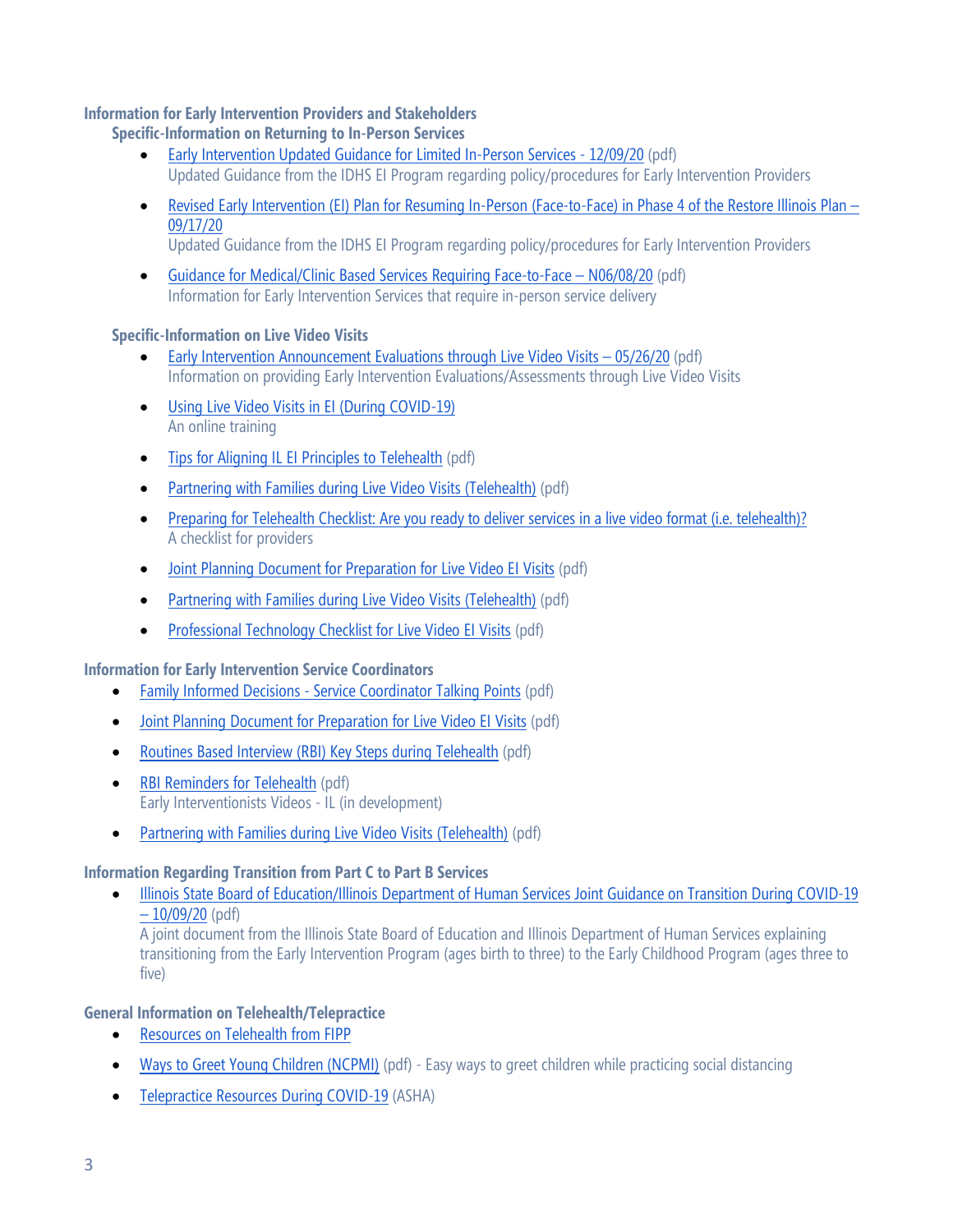## Information for Early Intervention Providers and Stakeholders

### Specific-Information on Returning to In-Person Services

- Early Intervention Updated Guidance for Limited In-Person Services - 12/09/20 (pdf)
  Updated Guidance from the IDHS EI Program regarding policy/procedures for Early Intervention Providers
- Revised Early Intervention (EI) Plan for Resuming In-Person (Face-to-Face) in Phase 4 of the Restore Illinois Plan – 09/17/20
  Updated Guidance from the IDHS EI Program regarding policy/procedures for Early Intervention Providers
- Guidance for Medical/Clinic Based Services Requiring Face-to-Face – N06/08/20 (pdf)
  Information for Early Intervention Services that require in-person service delivery

### Specific-Information on Live Video Visits

- Early Intervention Announcement Evaluations through Live Video Visits – 05/26/20 (pdf)
  Information on providing Early Intervention Evaluations/Assessments through Live Video Visits
- Using Live Video Visits in EI (During COVID-19)
  An online training
- Tips for Aligning IL EI Principles to Telehealth (pdf)
- Partnering with Families during Live Video Visits (Telehealth) (pdf)
- Preparing for Telehealth Checklist: Are you ready to deliver services in a live video format (i.e. telehealth)?
  A checklist for providers
- Joint Planning Document for Preparation for Live Video EI Visits (pdf)
- Partnering with Families during Live Video Visits (Telehealth) (pdf)
- Professional Technology Checklist for Live Video EI Visits (pdf)

## Information for Early Intervention Service Coordinators

- Family Informed Decisions - Service Coordinator Talking Points (pdf)
- Joint Planning Document for Preparation for Live Video EI Visits (pdf)
- Routines Based Interview (RBI) Key Steps during Telehealth (pdf)
- RBI Reminders for Telehealth (pdf)
  Early Interventionists Videos - IL (in development)
- Partnering with Families during Live Video Visits (Telehealth) (pdf)

## Information Regarding Transition from Part C to Part B Services

- Illinois State Board of Education/Illinois Department of Human Services Joint Guidance on Transition During COVID-19 – 10/09/20 (pdf)
  A joint document from the Illinois State Board of Education and Illinois Department of Human Services explaining transitioning from the Early Intervention Program (ages birth to three) to the Early Childhood Program (ages three to five)

## General Information on Telehealth/Telepractice

- Resources on Telehealth from FIPP
- Ways to Greet Young Children (NCPMI) (pdf) - Easy ways to greet children while practicing social distancing
- Telepractice Resources During COVID-19 (ASHA)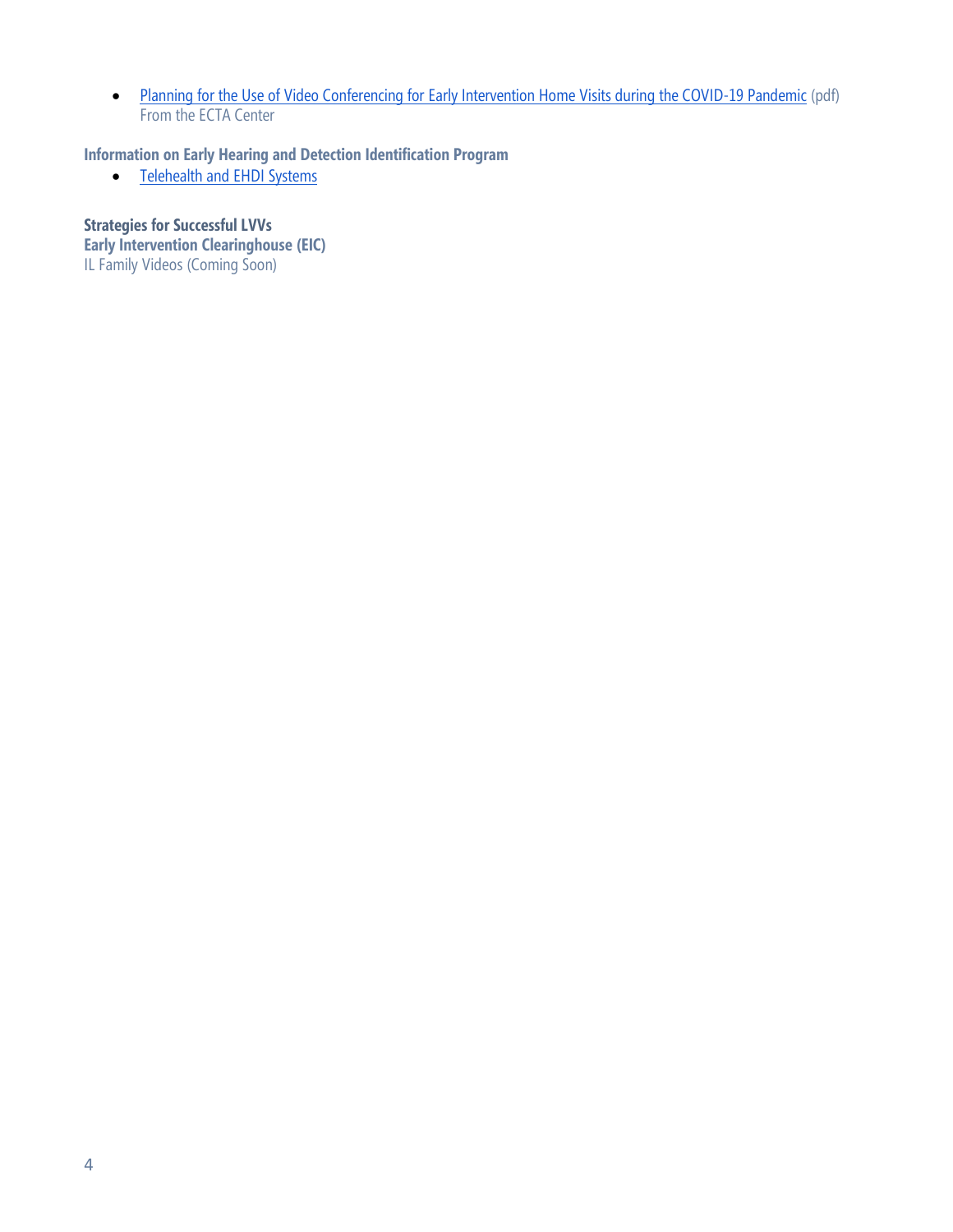- Planning for the Use of Video Conferencing for Early Intervention Home Visits during the COVID-19 Pandemic (pdf)
  From the ECTA Center

**Information on Early Hearing and Detection Identification Program**

- Telehealth and EHDI Systems

**Strategies for Successful LVVs**
**Early Intervention Clearinghouse (EIC)**
IL Family Videos (Coming Soon)